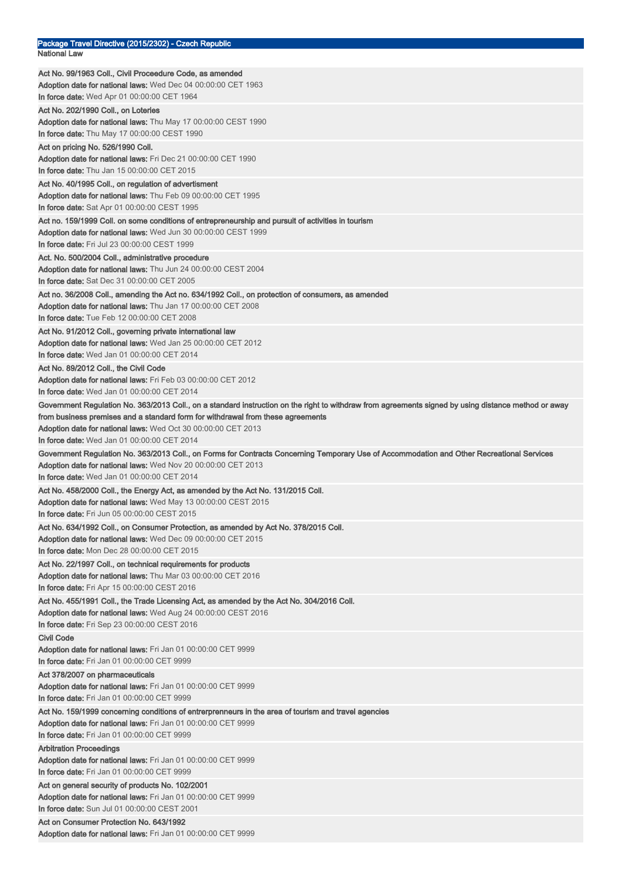# Package Travel Directive (2015/2302) - Czech Republic

## National Law

**Act No. 99/1963 Coll., Civil Proceedure Code, as amended**
**Adoption date for national laws:** Wed Dec 04 00:00:00 CET 1963
**In force date:** Wed Apr 01 00:00:00 CET 1964

**Act No. 202/1990 Coll., on Loteries**
**Adoption date for national laws:** Thu May 17 00:00:00 CEST 1990
**In force date:** Thu May 17 00:00:00 CEST 1990

**Act on pricing No. 526/1990 Coll.**
**Adoption date for national laws:** Fri Dec 21 00:00:00 CET 1990
**In force date:** Thu Jan 15 00:00:00 CET 2015

**Act No. 40/1995 Coll., on regulation of advertisment**
**Adoption date for national laws:** Thu Feb 09 00:00:00 CET 1995
**In force date:** Sat Apr 01 00:00:00 CEST 1995

**Act no. 159/1999 Coll. on some conditions of entrepreneurship and pursuit of activities in tourism**
**Adoption date for national laws:** Wed Jun 30 00:00:00 CEST 1999
**In force date:** Fri Jul 23 00:00:00 CEST 1999

**Act. No. 500/2004 Coll., administrative procedure**
**Adoption date for national laws:** Thu Jun 24 00:00:00 CEST 2004
**In force date:** Sat Dec 31 00:00:00 CET 2005

**Act no. 36/2008 Coll., amending the Act no. 634/1992 Coll., on protection of consumers, as amended**
**Adoption date for national laws:** Thu Jan 17 00:00:00 CET 2008
**In force date:** Tue Feb 12 00:00:00 CET 2008

**Act No. 91/2012 Coll., governing private international law**
**Adoption date for national laws:** Wed Jan 25 00:00:00 CET 2012
**In force date:** Wed Jan 01 00:00:00 CET 2014

**Act No. 89/2012 Coll., the Civil Code**
**Adoption date for national laws:** Fri Feb 03 00:00:00 CET 2012
**In force date:** Wed Jan 01 00:00:00 CET 2014

**Government Regulation No. 363/2013 Coll., on a standard instruction on the right to withdraw from agreements signed by using distance method or away from business premises and a standard form for withdrawal from these agreements**
**Adoption date for national laws:** Wed Oct 30 00:00:00 CET 2013
**In force date:** Wed Jan 01 00:00:00 CET 2014

**Government Regulation No. 363/2013 Coll., on Forms for Contracts Concerning Temporary Use of Accommodation and Other Recreational Services**
**Adoption date for national laws:** Wed Nov 20 00:00:00 CET 2013
**In force date:** Wed Jan 01 00:00:00 CET 2014

**Act No. 458/2000 Coll., the Energy Act, as amended by the Act No. 131/2015 Coll.**
**Adoption date for national laws:** Wed May 13 00:00:00 CEST 2015
**In force date:** Fri Jun 05 00:00:00 CEST 2015

**Act No. 634/1992 Coll., on Consumer Protection, as amended by Act No. 378/2015 Coll.**
**Adoption date for national laws:** Wed Dec 09 00:00:00 CET 2015
**In force date:** Mon Dec 28 00:00:00 CET 2015

**Act No. 22/1997 Coll., on technical requirements for products**
**Adoption date for national laws:** Thu Mar 03 00:00:00 CET 2016
**In force date:** Fri Apr 15 00:00:00 CEST 2016

**Act No. 455/1991 Coll., the Trade Licensing Act, as amended by the Act No. 304/2016 Coll.**
**Adoption date for national laws:** Wed Aug 24 00:00:00 CEST 2016
**In force date:** Fri Sep 23 00:00:00 CEST 2016

**Civil Code**
**Adoption date for national laws:** Fri Jan 01 00:00:00 CET 9999
**In force date:** Fri Jan 01 00:00:00 CET 9999

**Act 378/2007 on pharmaceuticals**
**Adoption date for national laws:** Fri Jan 01 00:00:00 CET 9999
**In force date:** Fri Jan 01 00:00:00 CET 9999

**Act No. 159/1999 concerning conditions of entreprenneurs in the area of tourism and travel agencies**
**Adoption date for national laws:** Fri Jan 01 00:00:00 CET 9999
**In force date:** Fri Jan 01 00:00:00 CET 9999

**Arbitration Proceedings**
**Adoption date for national laws:** Fri Jan 01 00:00:00 CET 9999
**In force date:** Fri Jan 01 00:00:00 CET 9999

**Act on general security of products No. 102/2001**
**Adoption date for national laws:** Fri Jan 01 00:00:00 CET 9999
**In force date:** Sun Jul 01 00:00:00 CEST 2001

**Act on Consumer Protection No. 643/1992**
**Adoption date for national laws:** Fri Jan 01 00:00:00 CET 9999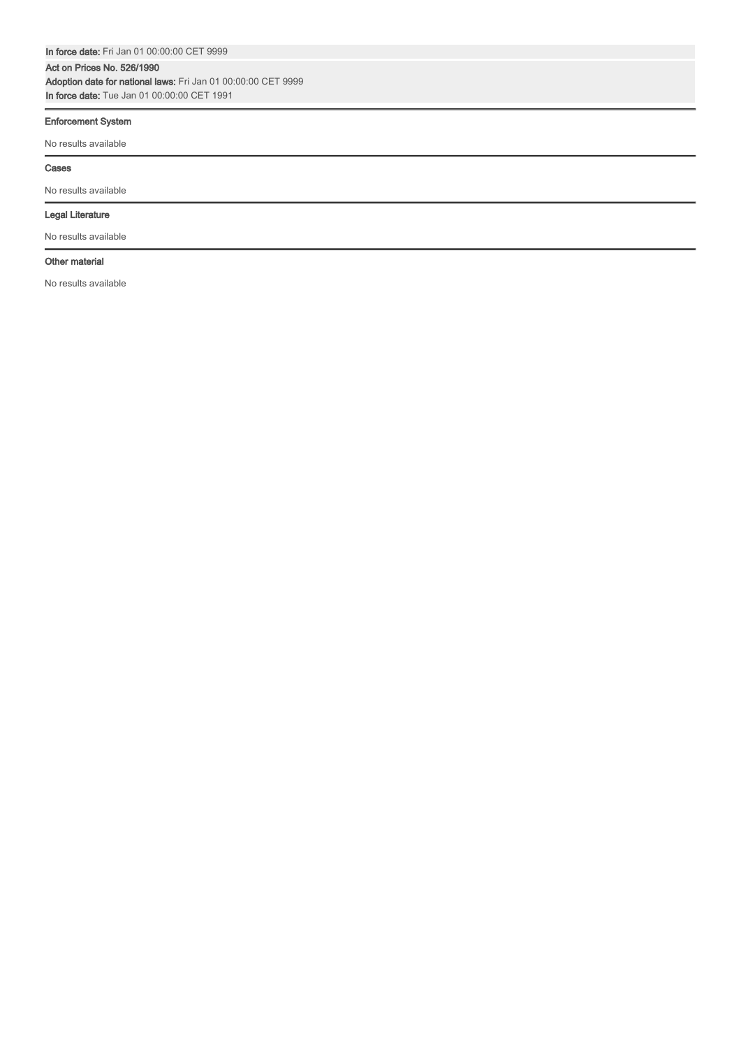**In force date:** Fri Jan 01 00:00:00 CET 9999

**Act on Prices No. 526/1990**
**Adoption date for national laws:** Fri Jan 01 00:00:00 CET 9999
**In force date:** Tue Jan 01 00:00:00 CET 1991

### Enforcement System

No results available

### Cases

No results available

### Legal Literature

No results available

### Other material

No results available